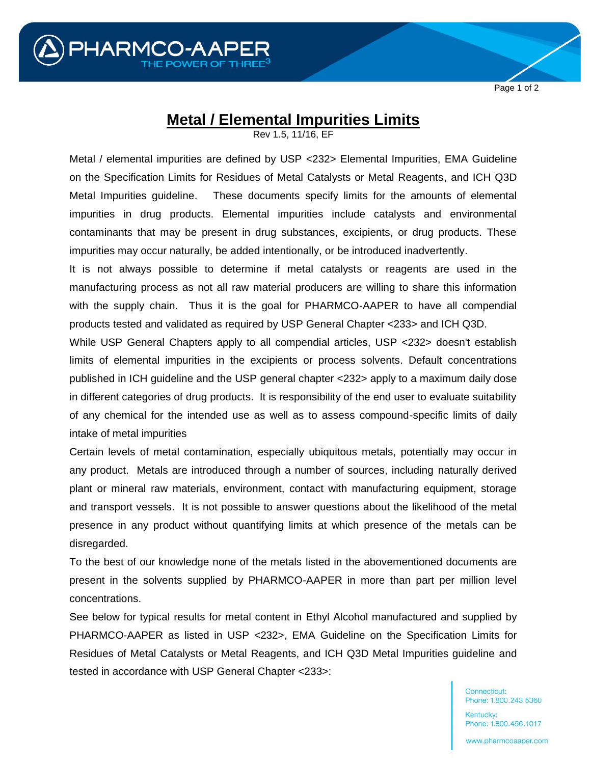# Metal / Elemental Impurities Limits

Rev 1.5, 11/16, EF

Metal / elemental impurities are defined by USP <232> Elemental Impurities, EMA Guideline on the Specification Limits for Residues of Metal Catalysts or Metal Reagents, and ICH Q3D Metal Impurities guideline. These documents specify limits for the amounts of elemental impurities in drug products. Elemental impurities include catalysts and environmental contaminants that may be present in drug substances, excipients, or drug products. These impurities may occur naturally, be added intentionally, or be introduced inadvertently.

It is not always possible to determine if metal catalysts or reagents are used in the manufacturing process as not all raw material producers are willing to share this information with the supply chain. Thus it is the goal for PHARMCO-AAPER to have all compendial products tested and validated as required by USP General Chapter <233> and ICH Q3D.

While USP General Chapters apply to all compendial articles, USP <232> doesn't establish limits of elemental impurities in the excipients or process solvents. Default concentrations published in ICH guideline and the USP general chapter <232> apply to a maximum daily dose in different categories of drug products. It is responsibility of the end user to evaluate suitability of any chemical for the intended use as well as to assess compound-specific limits of daily intake of metal impurities

Certain levels of metal contamination, especially ubiquitous metals, potentially may occur in any product. Metals are introduced through a number of sources, including naturally derived plant or mineral raw materials, environment, contact with manufacturing equipment, storage and transport vessels. It is not possible to answer questions about the likelihood of the metal presence in any product without quantifying limits at which presence of the metals can be disregarded.

To the best of our knowledge none of the metals listed in the abovementioned documents are present in the solvents supplied by PHARMCO-AAPER in more than part per million level concentrations.

See below for typical results for metal content in Ethyl Alcohol manufactured and supplied by PHARMCO-AAPER as listed in USP <232>, EMA Guideline on the Specification Limits for Residues of Metal Catalysts or Metal Reagents, and ICH Q3D Metal Impurities guideline and tested in accordance with USP General Chapter <233>:

Connecticut:
Phone: 1.800.243.5360

Kentucky:
Phone: 1.800.456.1017

www.pharmcoaaper.com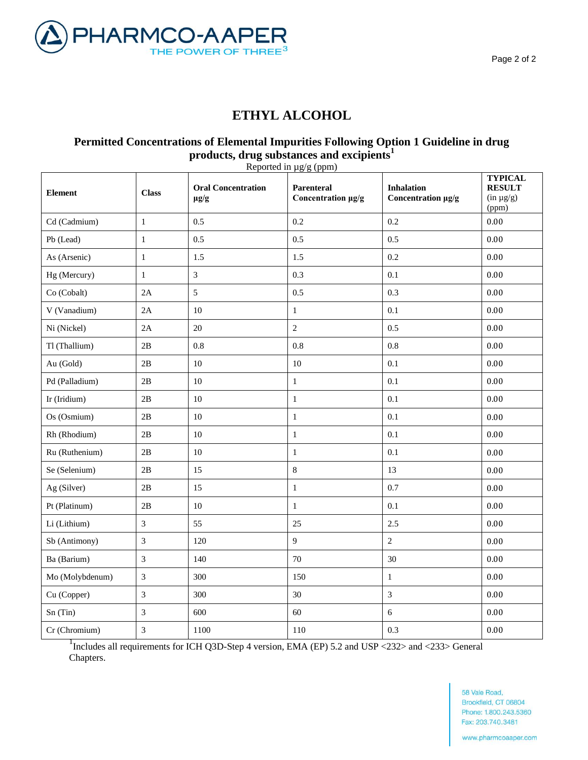# ETHYL ALCOHOL

## Permitted Concentrations of Elemental Impurities Following Option 1 Guideline in drug products, drug substances and excipients[1]

Reported in µg/g (ppm)

| Element | Class | Oral Concentration µg/g | Parenteral Concentration µg/g | Inhalation Concentration µg/g | TYPICAL RESULT (in µg/g) (ppm) |
|---|---|---|---|---|---|
| Cd (Cadmium) | 1 | 0.5 | 0.2 | 0.2 | 0.00 |
| Pb (Lead) | 1 | 0.5 | 0.5 | 0.5 | 0.00 |
| As (Arsenic) | 1 | 1.5 | 1.5 | 0.2 | 0.00 |
| Hg (Mercury) | 1 | 3 | 0.3 | 0.1 | 0.00 |
| Co (Cobalt) | 2A | 5 | 0.5 | 0.3 | 0.00 |
| V (Vanadium) | 2A | 10 | 1 | 0.1 | 0.00 |
| Ni (Nickel) | 2A | 20 | 2 | 0.5 | 0.00 |
| Tl (Thallium) | 2B | 0.8 | 0.8 | 0.8 | 0.00 |
| Au (Gold) | 2B | 10 | 10 | 0.1 | 0.00 |
| Pd (Palladium) | 2B | 10 | 1 | 0.1 | 0.00 |
| Ir (Iridium) | 2B | 10 | 1 | 0.1 | 0.00 |
| Os (Osmium) | 2B | 10 | 1 | 0.1 | 0.00 |
| Rh (Rhodium) | 2B | 10 | 1 | 0.1 | 0.00 |
| Ru (Ruthenium) | 2B | 10 | 1 | 0.1 | 0.00 |
| Se (Selenium) | 2B | 15 | 8 | 13 | 0.00 |
| Ag (Silver) | 2B | 15 | 1 | 0.7 | 0.00 |
| Pt (Platinum) | 2B | 10 | 1 | 0.1 | 0.00 |
| Li (Lithium) | 3 | 55 | 25 | 2.5 | 0.00 |
| Sb (Antimony) | 3 | 120 | 9 | 2 | 0.00 |
| Ba (Barium) | 3 | 140 | 70 | 30 | 0.00 |
| Mo (Molybdenum) | 3 | 300 | 150 | 1 | 0.00 |
| Cu (Copper) | 3 | 300 | 30 | 3 | 0.00 |
| Sn (Tin) | 3 | 600 | 60 | 6 | 0.00 |
| Cr (Chromium) | 3 | 1100 | 110 | 0.3 | 0.00 |

[1]Includes all requirements for ICH Q3D-Step 4 version, EMA (EP) 5.2 and USP <232> and <233> General Chapters.

58 Vale Road,
Brookfield, CT 06804
Phone: 1.800.243.5360
Fax: 203.740.3481

www.pharmcoaaper.com